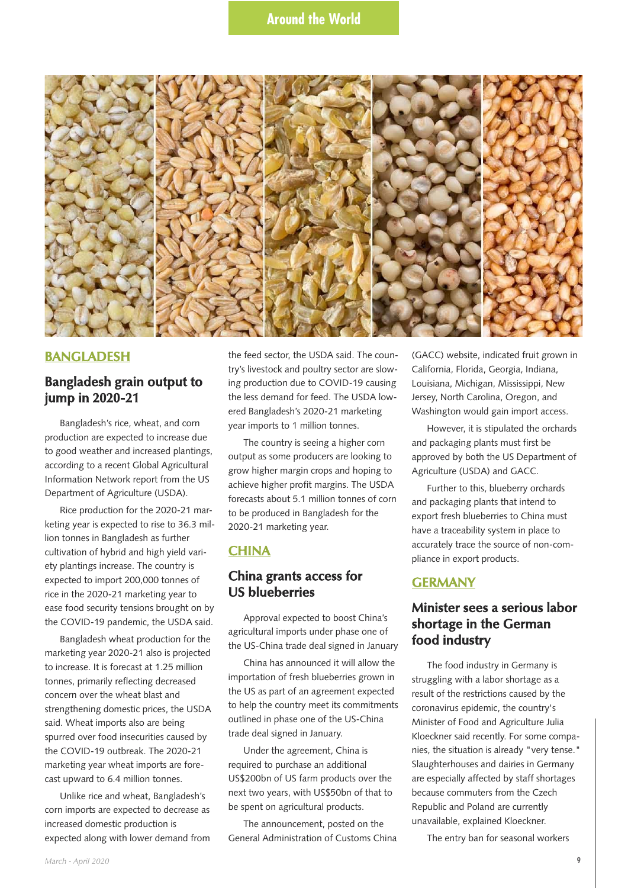# Around the World

## BANGLADESH

### Bangladesh grain output to jump in 2020-21

Bangladesh's rice, wheat, and corn production are expected to increase due to good weather and increased plantings, according to a recent Global Agricultural Information Network report from the US Department of Agriculture (USDA).

Rice production for the 2020-21 marketing year is expected to rise to 36.3 million tonnes in Bangladesh as further cultivation of hybrid and high yield variety plantings increase. The country is expected to import 200,000 tonnes of rice in the 2020-21 marketing year to ease food security tensions brought on by the COVID-19 pandemic, the USDA said.

Bangladesh wheat production for the marketing year 2020-21 also is projected to increase. It is forecast at 1.25 million tonnes, primarily reflecting decreased concern over the wheat blast and strengthening domestic prices, the USDA said. Wheat imports also are being spurred over food insecurities caused by the COVID-19 outbreak. The 2020-21 marketing year wheat imports are forecast upward to 6.4 million tonnes.

Unlike rice and wheat, Bangladesh's corn imports are expected to decrease as increased domestic production is expected along with lower demand from the feed sector, the USDA said. The country's livestock and poultry sector are slowing production due to COVID-19 causing the less demand for feed. The USDA lowered Bangladesh's 2020-21 marketing year imports to 1 million tonnes.

The country is seeing a higher corn output as some producers are looking to grow higher margin crops and hoping to achieve higher profit margins. The USDA forecasts about 5.1 million tonnes of corn to be produced in Bangladesh for the 2020-21 marketing year.

## CHINA

### China grants access for US blueberries

Approval expected to boost China's agricultural imports under phase one of the US-China trade deal signed in January

China has announced it will allow the importation of fresh blueberries grown in the US as part of an agreement expected to help the country meet its commitments outlined in phase one of the US-China trade deal signed in January.

Under the agreement, China is required to purchase an additional US$200bn of US farm products over the next two years, with US$50bn of that to be spent on agricultural products.

The announcement, posted on the General Administration of Customs China (GACC) website, indicated fruit grown in California, Florida, Georgia, Indiana, Louisiana, Michigan, Mississippi, New Jersey, North Carolina, Oregon, and Washington would gain import access.

However, it is stipulated the orchards and packaging plants must first be approved by both the US Department of Agriculture (USDA) and GACC.

Further to this, blueberry orchards and packaging plants that intend to export fresh blueberries to China must have a traceability system in place to accurately trace the source of non-compliance in export products.

## GERMANY

### Minister sees a serious labor shortage in the German food industry

The food industry in Germany is struggling with a labor shortage as a result of the restrictions caused by the coronavirus epidemic, the country's Minister of Food and Agriculture Julia Kloeckner said recently. For some companies, the situation is already "very tense." Slaughterhouses and dairies in Germany are especially affected by staff shortages because commuters from the Czech Republic and Poland are currently unavailable, explained Kloeckner.

The entry ban for seasonal workers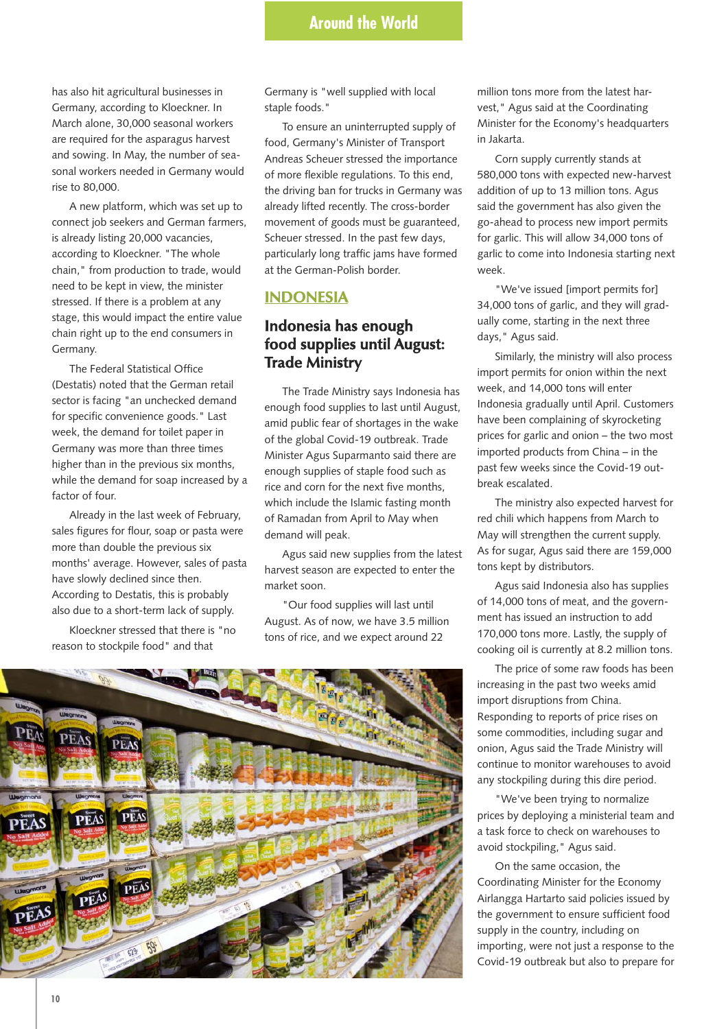has also hit agricultural businesses in Germany, according to Kloeckner. In March alone, 30,000 seasonal workers are required for the asparagus harvest and sowing. In May, the number of seasonal workers needed in Germany would rise to 80,000.

A new platform, which was set up to connect job seekers and German farmers, is already listing 20,000 vacancies, according to Kloeckner. "The whole chain," from production to trade, would need to be kept in view, the minister stressed. If there is a problem at any stage, this would impact the entire value chain right up to the end consumers in Germany.

The Federal Statistical Office (Destatis) noted that the German retail sector is facing "an unchecked demand for specific convenience goods." Last week, the demand for toilet paper in Germany was more than three times higher than in the previous six months, while the demand for soap increased by a factor of four.

Already in the last week of February, sales figures for flour, soap or pasta were more than double the previous six months' average. However, sales of pasta have slowly declined since then. According to Destatis, this is probably also due to a short-term lack of supply.

Kloeckner stressed that there is "no reason to stockpile food" and that Germany is "well supplied with local staple foods."

To ensure an uninterrupted supply of food, Germany's Minister of Transport Andreas Scheuer stressed the importance of more flexible regulations. To this end, the driving ban for trucks in Germany was already lifted recently. The cross-border movement of goods must be guaranteed, Scheuer stressed. In the past few days, particularly long traffic jams have formed at the German-Polish border.

## INDONESIA

### Indonesia has enough food supplies until August: Trade Ministry

The Trade Ministry says Indonesia has enough food supplies to last until August, amid public fear of shortages in the wake of the global Covid-19 outbreak. Trade Minister Agus Suparmanto said there are enough supplies of staple food such as rice and corn for the next five months, which include the Islamic fasting month of Ramadan from April to May when demand will peak.

Agus said new supplies from the latest harvest season are expected to enter the market soon.

"Our food supplies will last until August. As of now, we have 3.5 million tons of rice, and we expect around 22 million tons more from the latest harvest," Agus said at the Coordinating Minister for the Economy's headquarters in Jakarta.

Corn supply currently stands at 580,000 tons with expected new-harvest addition of up to 13 million tons. Agus said the government has also given the go-ahead to process new import permits for garlic. This will allow 34,000 tons of garlic to come into Indonesia starting next week.

"We've issued [import permits for] 34,000 tons of garlic, and they will gradually come, starting in the next three days," Agus said.

Similarly, the ministry will also process import permits for onion within the next week, and 14,000 tons will enter Indonesia gradually until April. Customers have been complaining of skyrocketing prices for garlic and onion – the two most imported products from China – in the past few weeks since the Covid-19 outbreak escalated.

The ministry also expected harvest for red chili which happens from March to May will strengthen the current supply. As for sugar, Agus said there are 159,000 tons kept by distributors.

Agus said Indonesia also has supplies of 14,000 tons of meat, and the government has issued an instruction to add 170,000 tons more. Lastly, the supply of cooking oil is currently at 8.2 million tons.

The price of some raw foods has been increasing in the past two weeks amid import disruptions from China. Responding to reports of price rises on some commodities, including sugar and onion, Agus said the Trade Ministry will continue to monitor warehouses to avoid any stockpiling during this dire period.

"We've been trying to normalize prices by deploying a ministerial team and a task force to check on warehouses to avoid stockpiling," Agus said.

On the same occasion, the Coordinating Minister for the Economy Airlangga Hartarto said policies issued by the government to ensure sufficient food supply in the country, including on importing, were not just a response to the Covid-19 outbreak but also to prepare for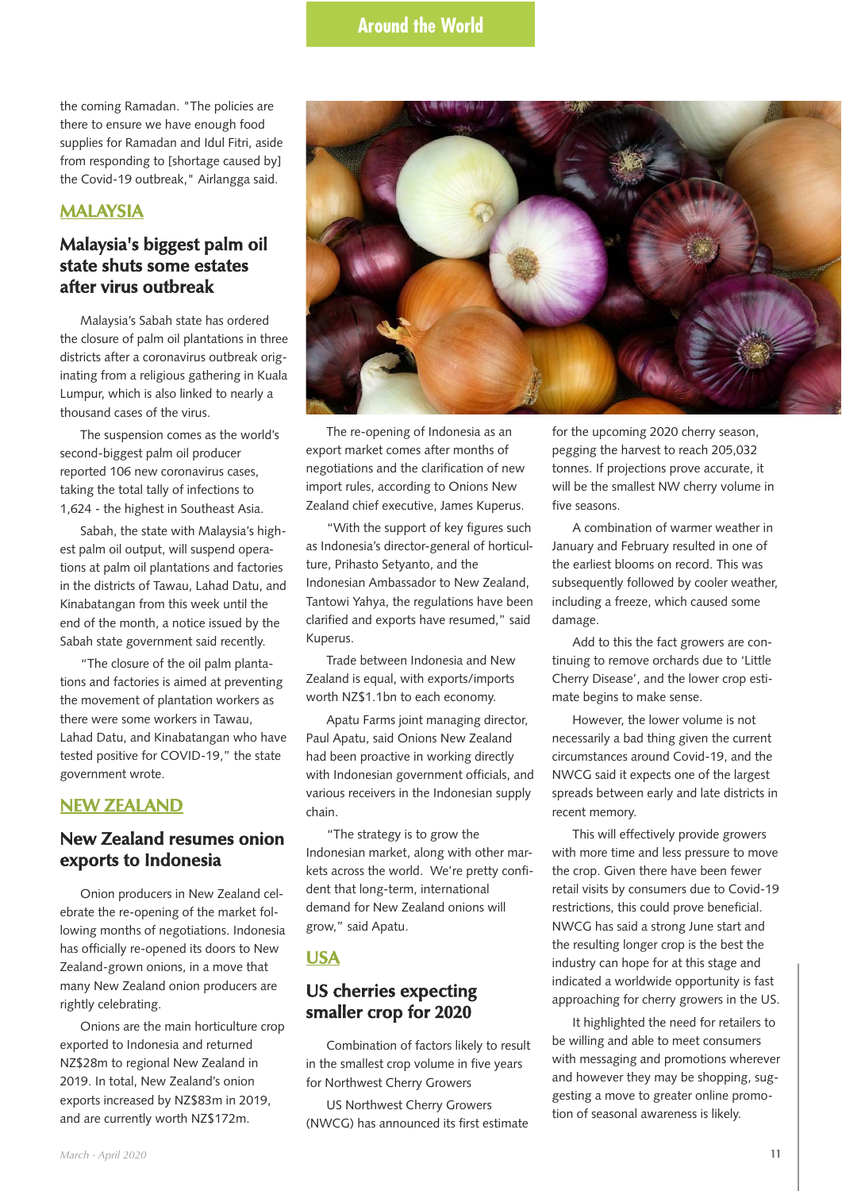the coming Ramadan. "The policies are there to ensure we have enough food supplies for Ramadan and Idul Fitri, aside from responding to [shortage caused by] the Covid-19 outbreak," Airlangga said.

## MALAYSIA

### Malaysia's biggest palm oil state shuts some estates after virus outbreak

Malaysia's Sabah state has ordered the closure of palm oil plantations in three districts after a coronavirus outbreak originating from a religious gathering in Kuala Lumpur, which is also linked to nearly a thousand cases of the virus.

The suspension comes as the world's second-biggest palm oil producer reported 106 new coronavirus cases, taking the total tally of infections to 1,624 - the highest in Southeast Asia.

Sabah, the state with Malaysia's highest palm oil output, will suspend operations at palm oil plantations and factories in the districts of Tawau, Lahad Datu, and Kinabatangan from this week until the end of the month, a notice issued by the Sabah state government said recently.

"The closure of the oil palm plantations and factories is aimed at preventing the movement of plantation workers as there were some workers in Tawau, Lahad Datu, and Kinabatangan who have tested positive for COVID-19," the state government wrote.

## NEW ZEALAND

### New Zealand resumes onion exports to Indonesia

Onion producers in New Zealand celebrate the re-opening of the market following months of negotiations. Indonesia has officially re-opened its doors to New Zealand-grown onions, in a move that many New Zealand onion producers are rightly celebrating.

Onions are the main horticulture crop exported to Indonesia and returned NZ$28m to regional New Zealand in 2019. In total, New Zealand's onion exports increased by NZ$83m in 2019, and are currently worth NZ$172m.

The re-opening of Indonesia as an export market comes after months of negotiations and the clarification of new import rules, according to Onions New Zealand chief executive, James Kuperus.

"With the support of key figures such as Indonesia's director-general of horticulture, Prihasto Setyanto, and the Indonesian Ambassador to New Zealand, Tantowi Yahya, the regulations have been clarified and exports have resumed," said Kuperus.

Trade between Indonesia and New Zealand is equal, with exports/imports worth NZ$1.1bn to each economy.

Apatu Farms joint managing director, Paul Apatu, said Onions New Zealand had been proactive in working directly with Indonesian government officials, and various receivers in the Indonesian supply chain.

"The strategy is to grow the Indonesian market, along with other markets across the world. We're pretty confident that long-term, international demand for New Zealand onions will grow," said Apatu.

## USA

### US cherries expecting smaller crop for 2020

Combination of factors likely to result in the smallest crop volume in five years for Northwest Cherry Growers

US Northwest Cherry Growers (NWCG) has announced its first estimate for the upcoming 2020 cherry season, pegging the harvest to reach 205,032 tonnes. If projections prove accurate, it will be the smallest NW cherry volume in five seasons.

A combination of warmer weather in January and February resulted in one of the earliest blooms on record. This was subsequently followed by cooler weather, including a freeze, which caused some damage.

Add to this the fact growers are continuing to remove orchards due to 'Little Cherry Disease', and the lower crop estimate begins to make sense.

However, the lower volume is not necessarily a bad thing given the current circumstances around Covid-19, and the NWCG said it expects one of the largest spreads between early and late districts in recent memory.

This will effectively provide growers with more time and less pressure to move the crop. Given there have been fewer retail visits by consumers due to Covid-19 restrictions, this could prove beneficial. NWCG has said a strong June start and the resulting longer crop is the best the industry can hope for at this stage and indicated a worldwide opportunity is fast approaching for cherry growers in the US.

It highlighted the need for retailers to be willing and able to meet consumers with messaging and promotions wherever and however they may be shopping, suggesting a move to greater online promotion of seasonal awareness is likely.